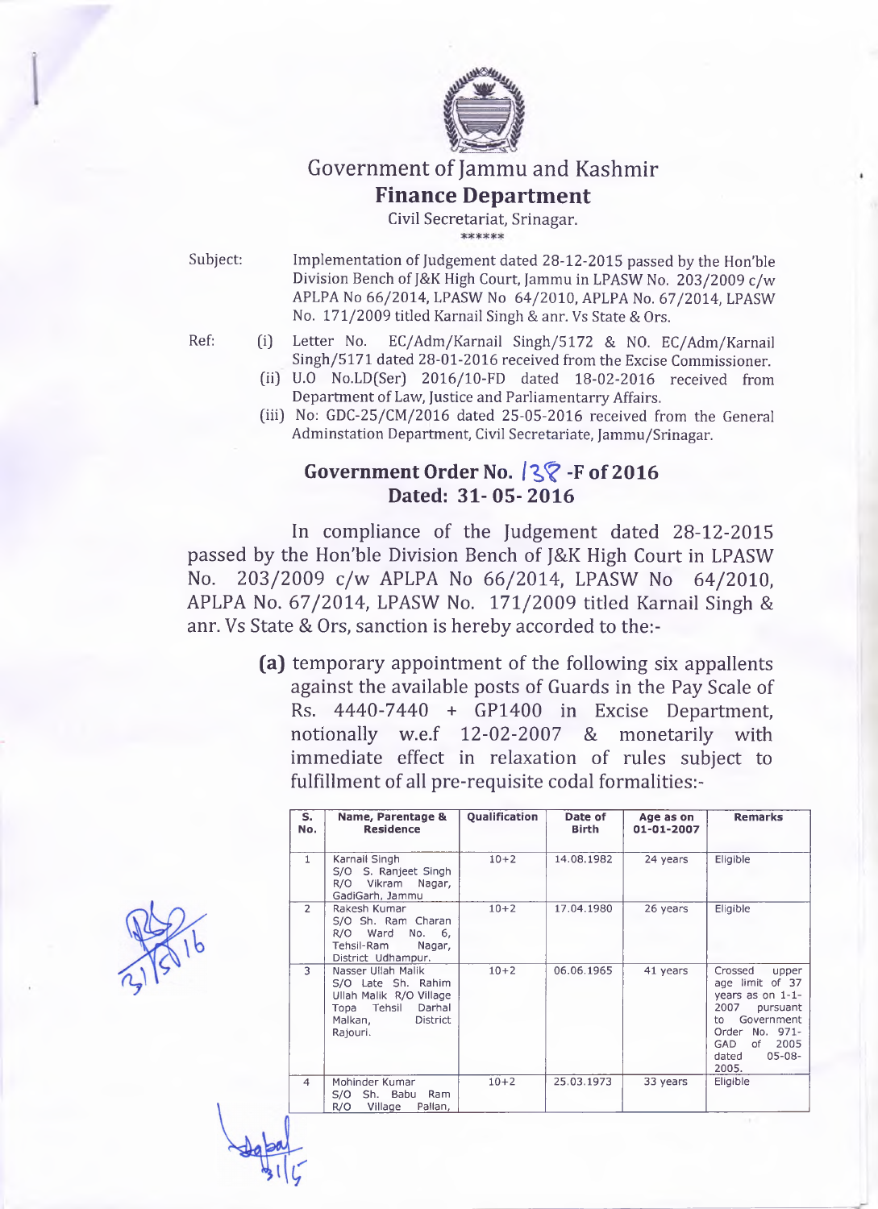# Government of Jammu and Kashmir

## Finance Department

Civil Secretariat, Srinagar.

\*\*\*\*\*\*

Subject: Implementation of Judgement dated 28-12-2015 passed by the Hon'ble Division Bench of J&K High Court, Jammu in LPASW No. 203/2009 c/w APLPA No 66/2014, LPASW No 64/2010, APLPA No. 67/2014, LPASW No. 171/2009 titled Karnail Singh & anr. Vs State & Ors.

Ref:
- (i) Letter No. EC/Adm/Karnail Singh/5172 & NO. EC/Adm/Karnail Singh/5171 dated 28-01-2016 received from the Excise Commissioner.
- (ii) U.O No.LD(Ser) 2016/10-FD dated 18-02-2016 received from Department of Law, Justice and Parliamentarry Affairs.
- (iii) No: GDC-25/CM/2016 dated 25-05-2016 received from the General Adminstation Department, Civil Secretariate, Jammu/Srinagar.

### Government Order No. 138 -F of 2016
### Dated: 31- 05- 2016

In compliance of the Judgement dated 28-12-2015 passed by the Hon'ble Division Bench of J&K High Court in LPASW No. 203/2009 c/w APLPA No 66/2014, LPASW No 64/2010, APLPA No. 67/2014, LPASW No. 171/2009 titled Karnail Singh & anr. Vs State & Ors, sanction is hereby accorded to the:-

**(a)** temporary appointment of the following six appallents against the available posts of Guards in the Pay Scale of Rs. 4440-7440 + GP1400 in Excise Department, notionally w.e.f 12-02-2007 & monetarily with immediate effect in relaxation of rules subject to fulfillment of all pre-requisite codal formalities:-

| S. No. | Name, Parentage & Residence | Qualification | Date of Birth | Age as on 01-01-2007 | Remarks |
|---|---|---|---|---|---|
| 1 | Karnail Singh S/O S. Ranjeet Singh R/O Vikram Nagar, GadiGarh, Jammu | 10+2 | 14.08.1982 | 24 years | Eligible |
| 2 | Rakesh Kumar S/O Sh. Ram Charan R/O Ward No. 6, Tehsil-Ram Nagar, District Udhampur. | 10+2 | 17.04.1980 | 26 years | Eligible |
| 3 | Nasser Ullah Malik S/O Late Sh. Rahim Ullah Malik R/O Village Topa Tehsil Darhal Malkan, District Rajouri. | 10+2 | 06.06.1965 | 41 years | Crossed upper age limit of 37 years as on 1-1-2007 pursuant to Government Order No. 971-GAD of 2005 dated 05-08-2005. |
| 4 | Mohinder Kumar S/O Sh. Babu Ram R/O Village Pallan, | 10+2 | 25.03.1973 | 33 years | Eligible |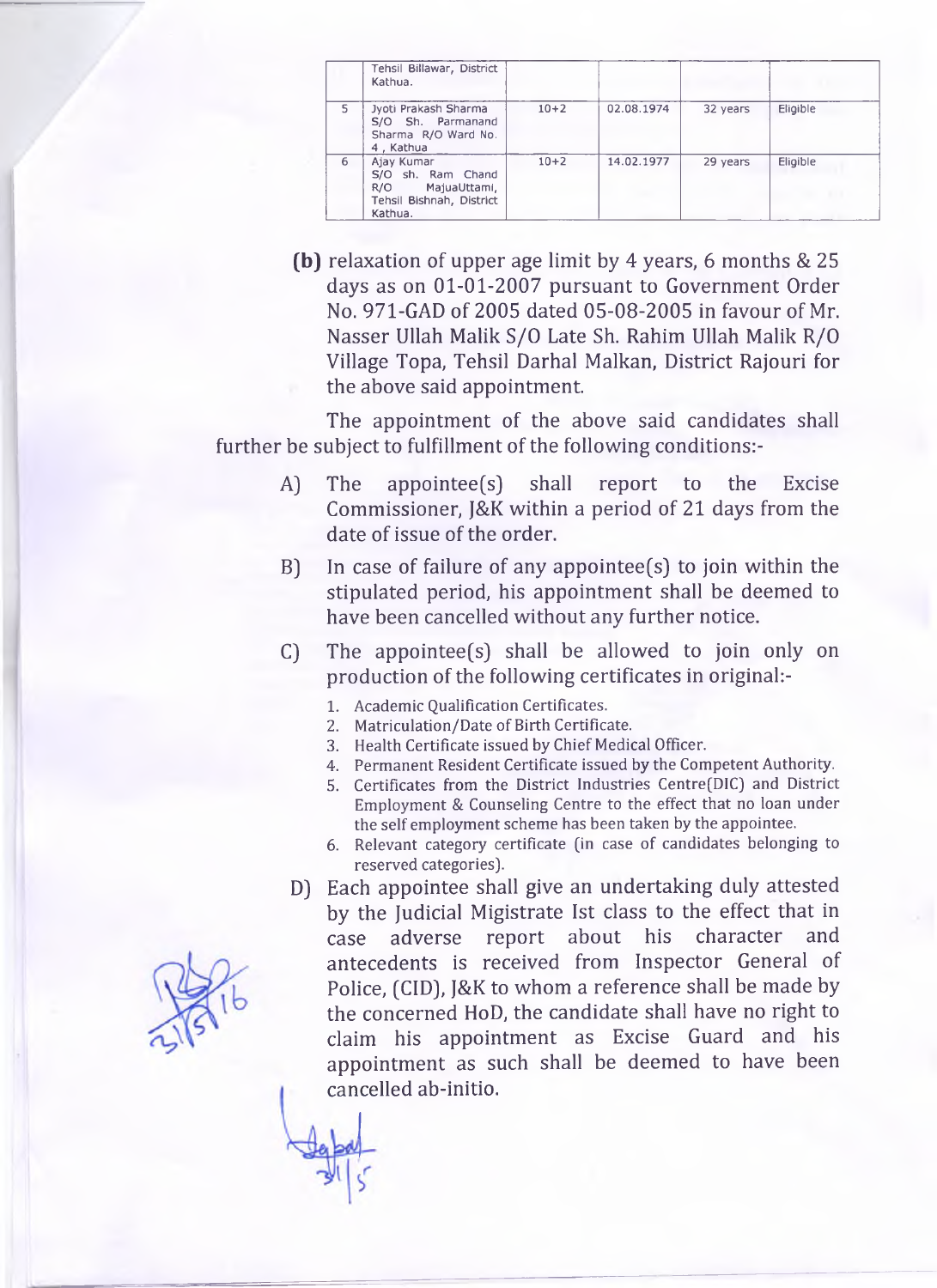|   | Tehsil Billawar, District Kathua. |   |   |   |   |
|---|---|---|---|---|---|
| 5 | Jyoti Prakash Sharma S/O Sh. Parmanand Sharma R/O Ward No. 4 , Kathua | 10+2 | 02.08.1974 | 32 years | Eligible |
| 6 | Ajay Kumar S/O sh. Ram Chand R/O MajuaUttami, Tehsil Bishnah, District Kathua. | 10+2 | 14.02.1977 | 29 years | Eligible |

**(b)** relaxation of upper age limit by 4 years, 6 months & 25 days as on 01-01-2007 pursuant to Government Order No. 971-GAD of 2005 dated 05-08-2005 in favour of Mr. Nasser Ullah Malik S/O Late Sh. Rahim Ullah Malik R/O Village Topa, Tehsil Darhal Malkan, District Rajouri for the above said appointment.

The appointment of the above said candidates shall further be subject to fulfillment of the following conditions:-

A) The appointee(s) shall report to the Excise Commissioner, J&K within a period of 21 days from the date of issue of the order.

B) In case of failure of any appointee(s) to join within the stipulated period, his appointment shall be deemed to have been cancelled without any further notice.

C) The appointee(s) shall be allowed to join only on production of the following certificates in original:-

1. Academic Qualification Certificates.
2. Matriculation/Date of Birth Certificate.
3. Health Certificate issued by Chief Medical Officer.
4. Permanent Resident Certificate issued by the Competent Authority.
5. Certificates from the District Industries Centre(DIC) and District Employment & Counseling Centre to the effect that no loan under the self employment scheme has been taken by the appointee.
6. Relevant category certificate (in case of candidates belonging to reserved categories).

D) Each appointee shall give an undertaking duly attested by the Judicial Migistrate Ist class to the effect that in case adverse report about his character and antecedents is received from Inspector General of Police, (CID), J&K to whom a reference shall be made by the concerned HoD, the candidate shall have no right to claim his appointment as Excise Guard and his appointment as such shall be deemed to have been cancelled ab-initio.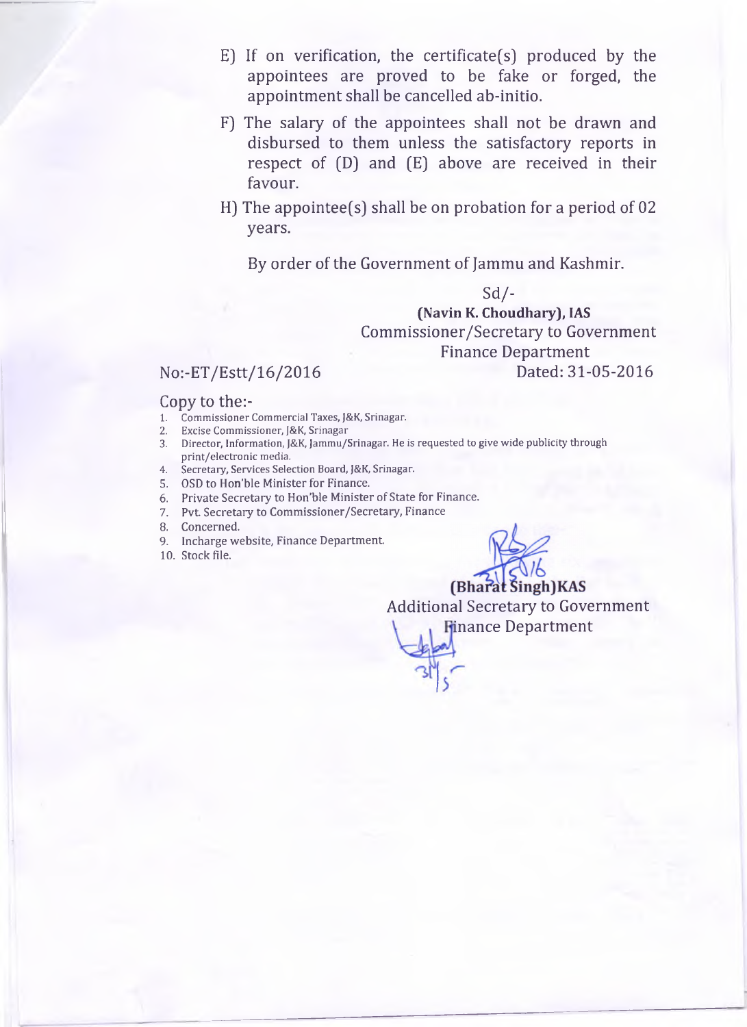E) If on verification, the certificate(s) produced by the appointees are proved to be fake or forged, the appointment shall be cancelled ab-initio.

F) The salary of the appointees shall not be drawn and disbursed to them unless the satisfactory reports in respect of (D) and (E) above are received in their favour.

H) The appointee(s) shall be on probation for a period of 02 years.

By order of the Government of Jammu and Kashmir.

Sd/-

**(Navin K. Choudhary), IAS**
Commissioner/Secretary to Government
Finance Department

No:-ET/Estt/16/2016 Dated: 31-05-2016

Copy to the:-

1. Commissioner Commercial Taxes, J&K, Srinagar.
2. Excise Commissioner, J&K, Srinagar
3. Director, Information, J&K, Jammu/Srinagar. He is requested to give wide publicity through print/electronic media.
4. Secretary, Services Selection Board, J&K, Srinagar.
5. OSD to Hon'ble Minister for Finance.
6. Private Secretary to Hon'ble Minister of State for Finance.
7. Pvt. Secretary to Commissioner/Secretary, Finance
8. Concerned.
9. Incharge website, Finance Department.
10. Stock file.

31/5/16

**(Bharat Singh)KAS**
Additional Secretary to Government
Finance Department

31/5